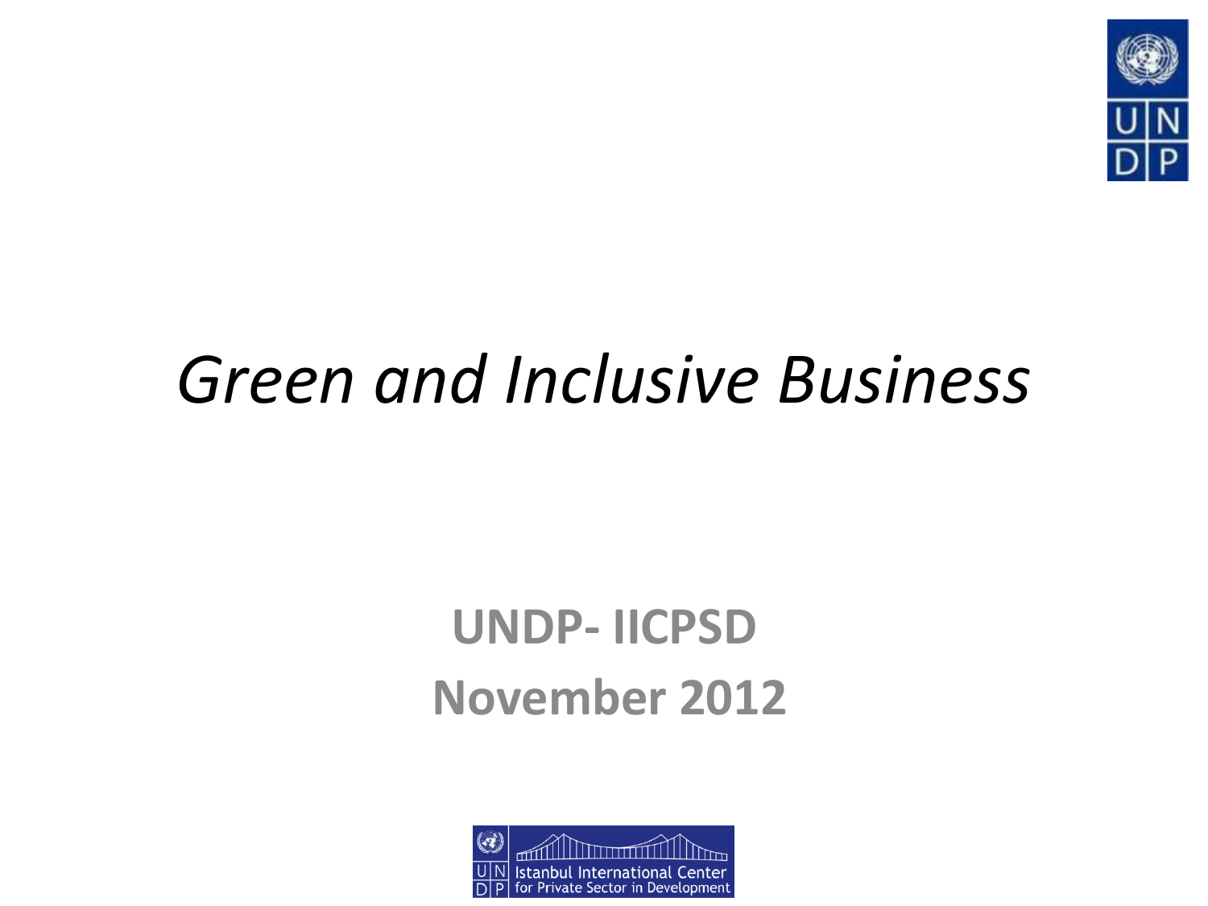# *Green and Inclusive Business*

**UNDP- IICPSD**

**November 2012**

Istanbul International Center for Private Sector in Development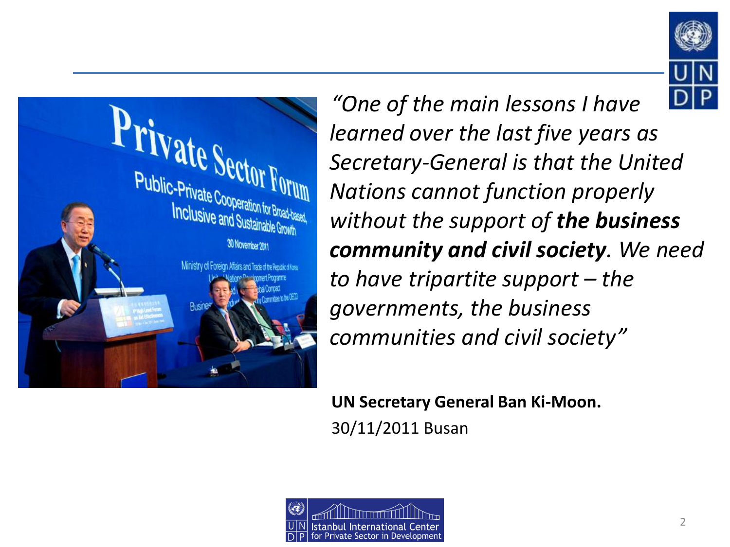*"One of the main lessons I have learned over the last five years as Secretary-General is that the United Nations cannot function properly without the support of **the business community and civil society**. We need to have tripartite support – the governments, the business communities and civil society"*

**UN Secretary General Ban Ki-Moon.**

30/11/2011 Busan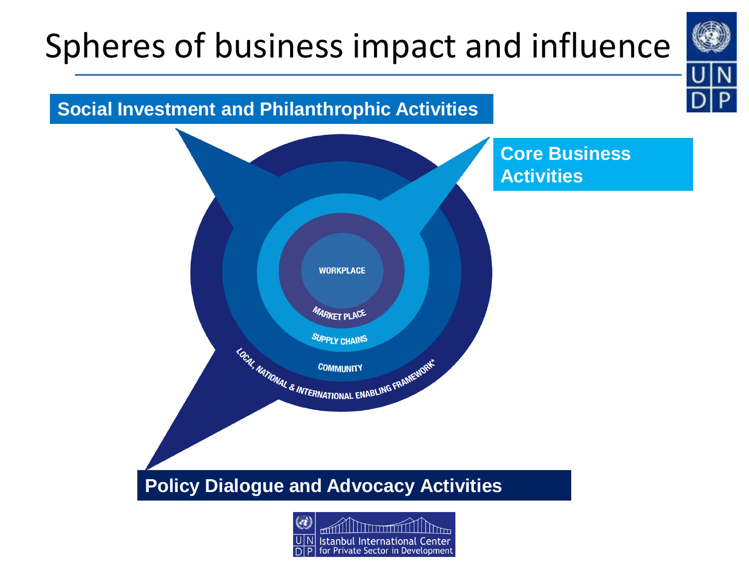# Spheres of business impact and influence

**Social Investment and Philanthrophic Activities**

**Core Business Activities**

WORKPLACE

MARKET PLACE

SUPPLY CHAINS

COMMUNITY

LOCAL, NATIONAL & INTERNATIONAL ENABLING FRAMEWORK*

**Policy Dialogue and Advocacy Activities**

Istanbul International Center for Private Sector in Development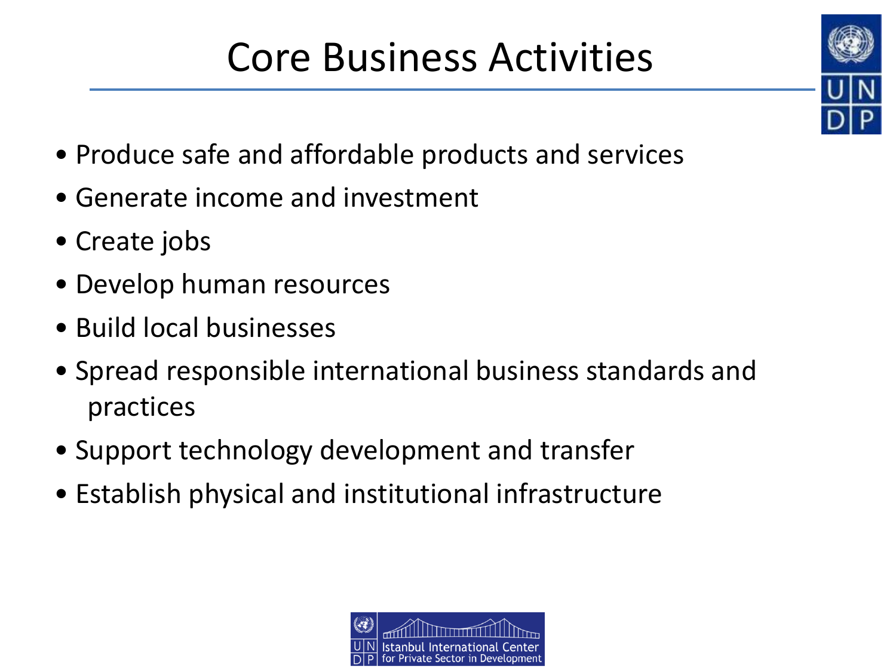# Core Business Activities

- Produce safe and affordable products and services
- Generate income and investment
- Create jobs
- Develop human resources
- Build local businesses
- Spread responsible international business standards and practices
- Support technology development and transfer
- Establish physical and institutional infrastructure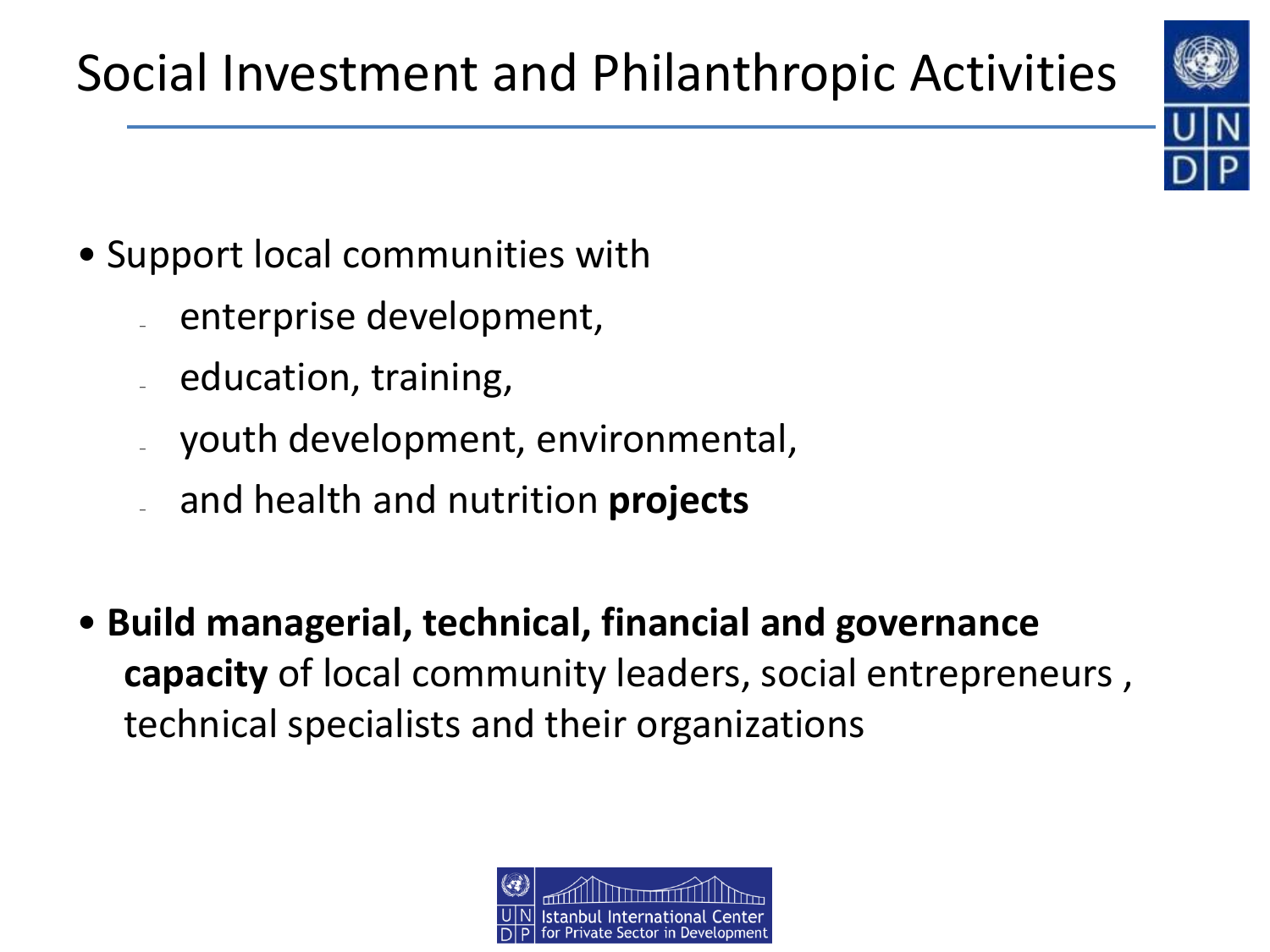# Social Investment and Philanthropic Activities

- Support local communities with
  - enterprise development,
  - education, training,
  - youth development, environmental,
  - and health and nutrition **projects**

- **Build managerial, technical, financial and governance capacity** of local community leaders, social entrepreneurs , technical specialists and their organizations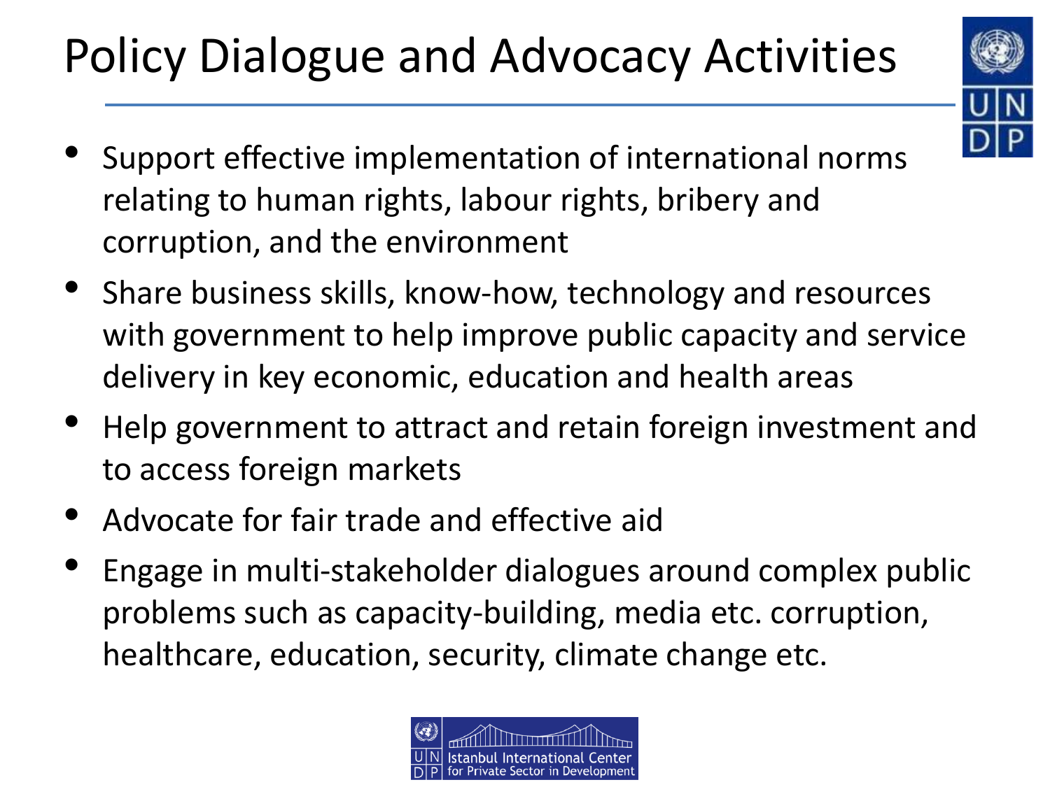# Policy Dialogue and Advocacy Activities

- Support effective implementation of international norms relating to human rights, labour rights, bribery and corruption, and the environment
- Share business skills, know-how, technology and resources with government to help improve public capacity and service delivery in key economic, education and health areas
- Help government to attract and retain foreign investment and to access foreign markets
- Advocate for fair trade and effective aid
- Engage in multi-stakeholder dialogues around complex public problems such as capacity-building, media etc. corruption, healthcare, education, security, climate change etc.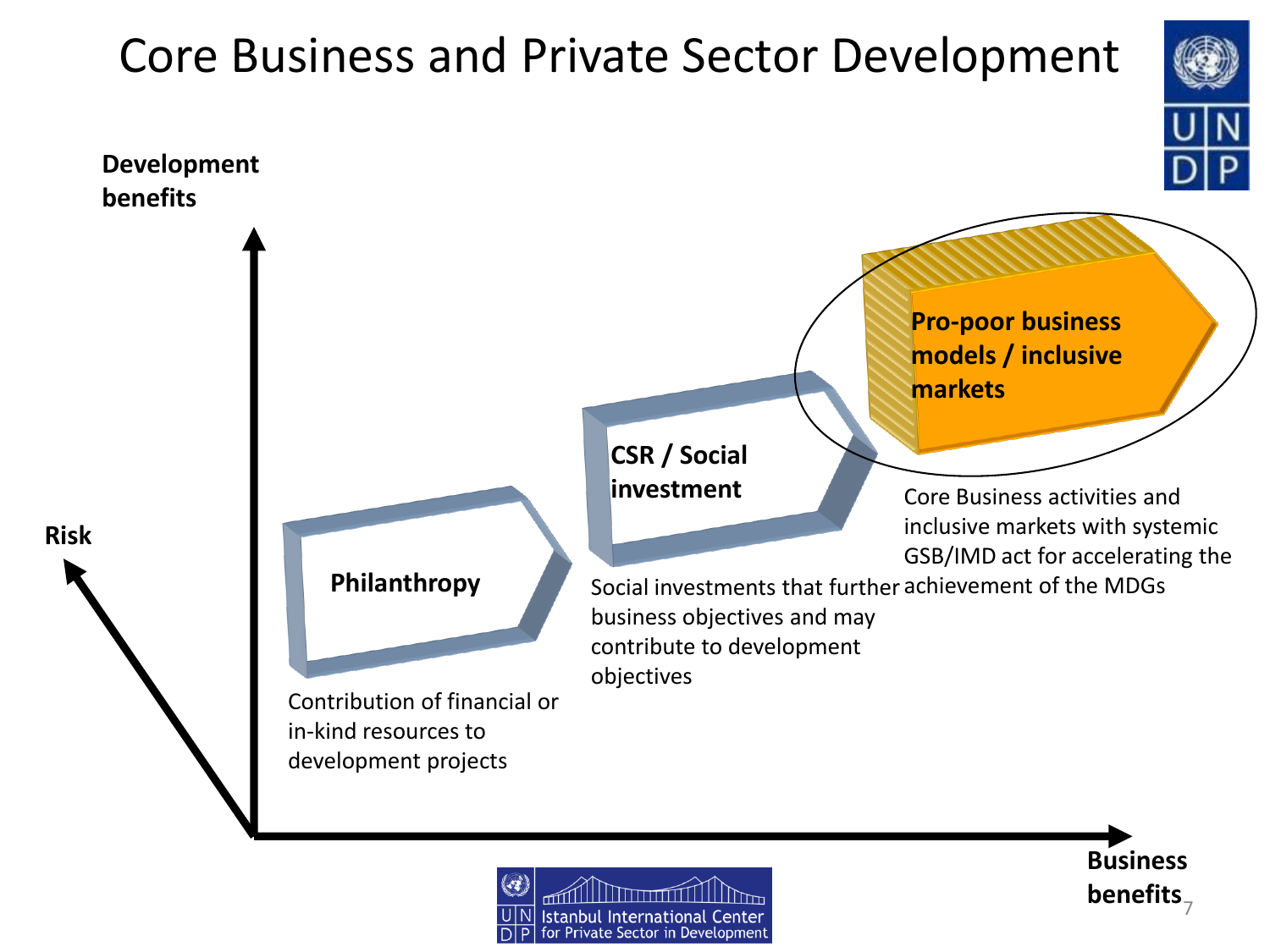# Core Business and Private Sector Development

**Development benefits**

**Risk**

**Business benefits**

**Philanthropy**

Contribution of financial or in-kind resources to development projects

**CSR / Social investment**

Social investments that further business objectives and may contribute to development objectives

**Pro-poor business models / inclusive markets**

Core Business activities and inclusive markets with systemic GSB/IMD act for accelerating the achievement of the MDGs

UNDP Istanbul International Center for Private Sector in Development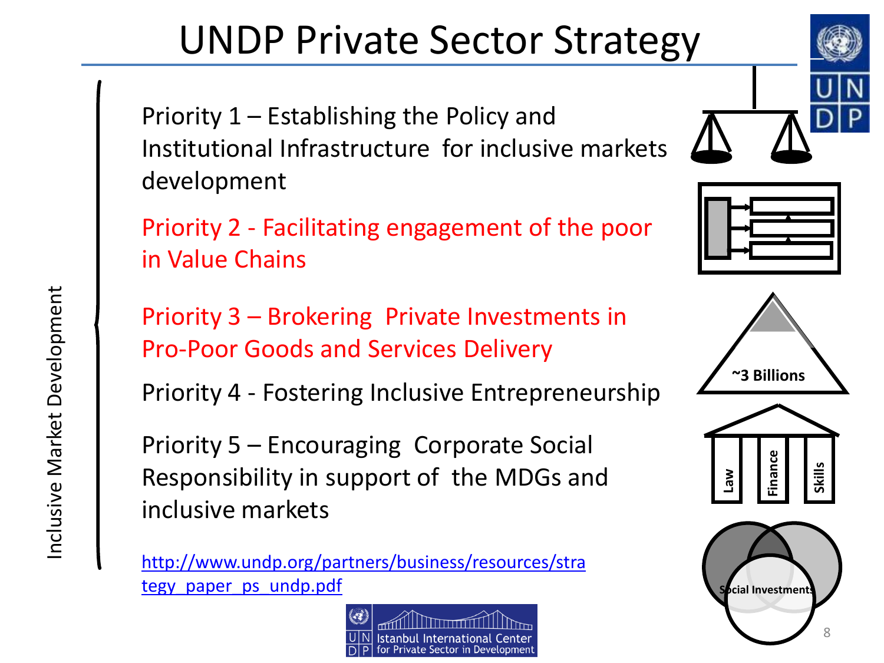# UNDP Private Sector Strategy

Inclusive Market Development

- Priority 1 – Establishing the Policy and Institutional Infrastructure for inclusive markets development
- Priority 2 - Facilitating engagement of the poor in Value Chains
- Priority 3 – Brokering Private Investments in Pro-Poor Goods and Services Delivery
- Priority 4 - Fostering Inclusive Entrepreneurship
- Priority 5 – Encouraging Corporate Social Responsibility in support of the MDGs and inclusive markets

http://www.undp.org/partners/business/resources/strategy_paper_ps_undp.pdf

~3 Billions

Law | Finance | Skills

Social Investments

Istanbul International Center for Private Sector in Development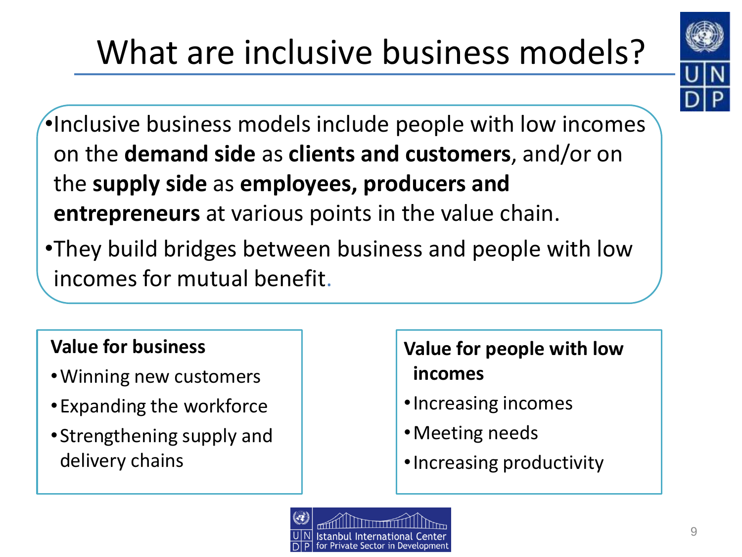# What are inclusive business models?

- Inclusive business models include people with low incomes on the **demand side** as **clients and customers**, and/or on the **supply side** as **employees, producers and entrepreneurs** at various points in the value chain.
- They build bridges between business and people with low incomes for mutual benefit.

**Value for business**

- Winning new customers
- Expanding the workforce
- Strengthening supply and delivery chains

**Value for people with low incomes**

- Increasing incomes
- Meeting needs
- Increasing productivity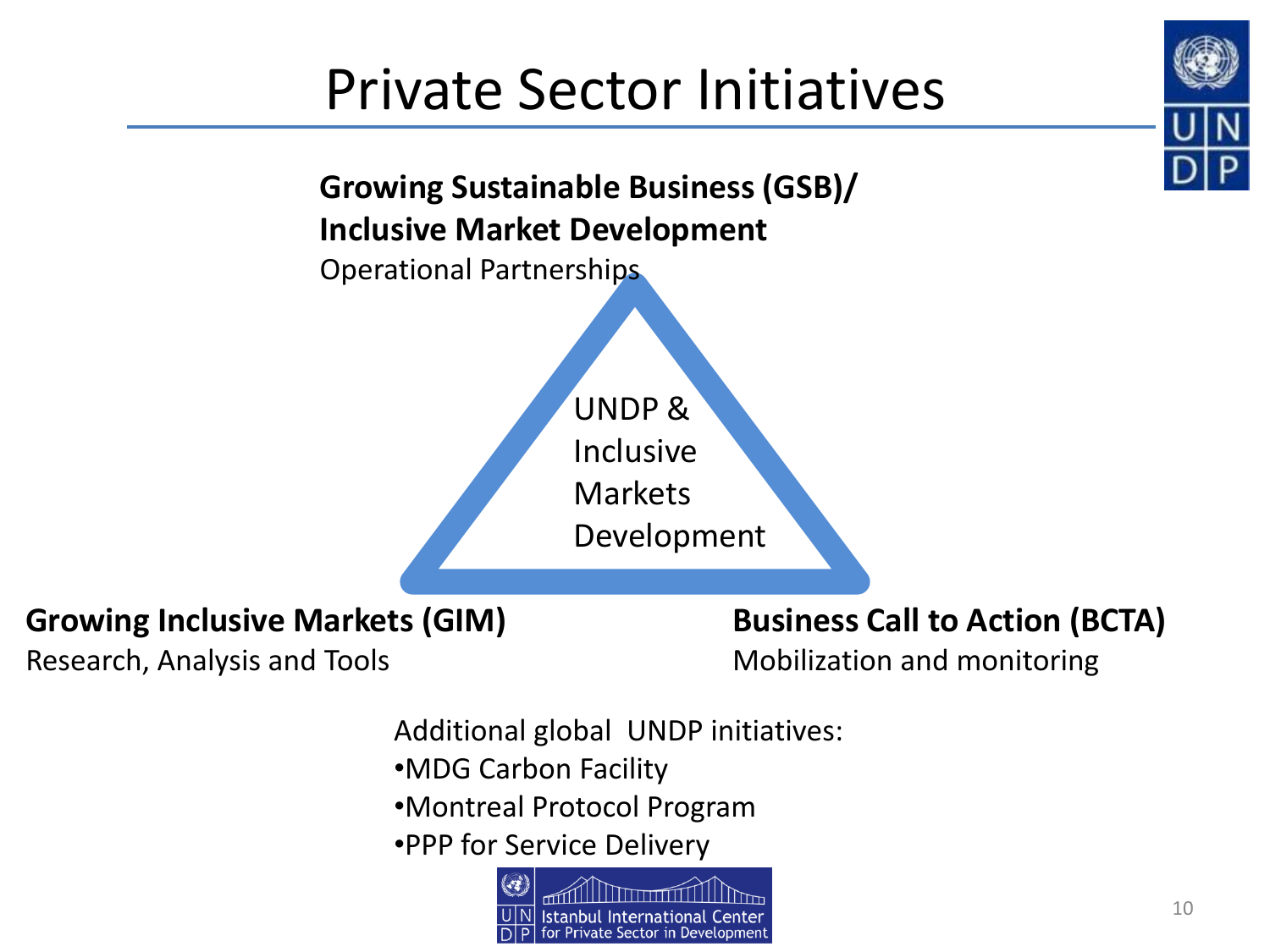# Private Sector Initiatives

**Growing Sustainable Business (GSB)/ Inclusive Market Development**
Operational Partnerships

UNDP & Inclusive Markets Development

**Growing Inclusive Markets (GIM)**
Research, Analysis and Tools

**Business Call to Action (BCTA)**
Mobilization and monitoring

Additional global UNDP initiatives:

- MDG Carbon Facility
- Montreal Protocol Program
- PPP for Service Delivery

UNDP Istanbul International Center for Private Sector in Development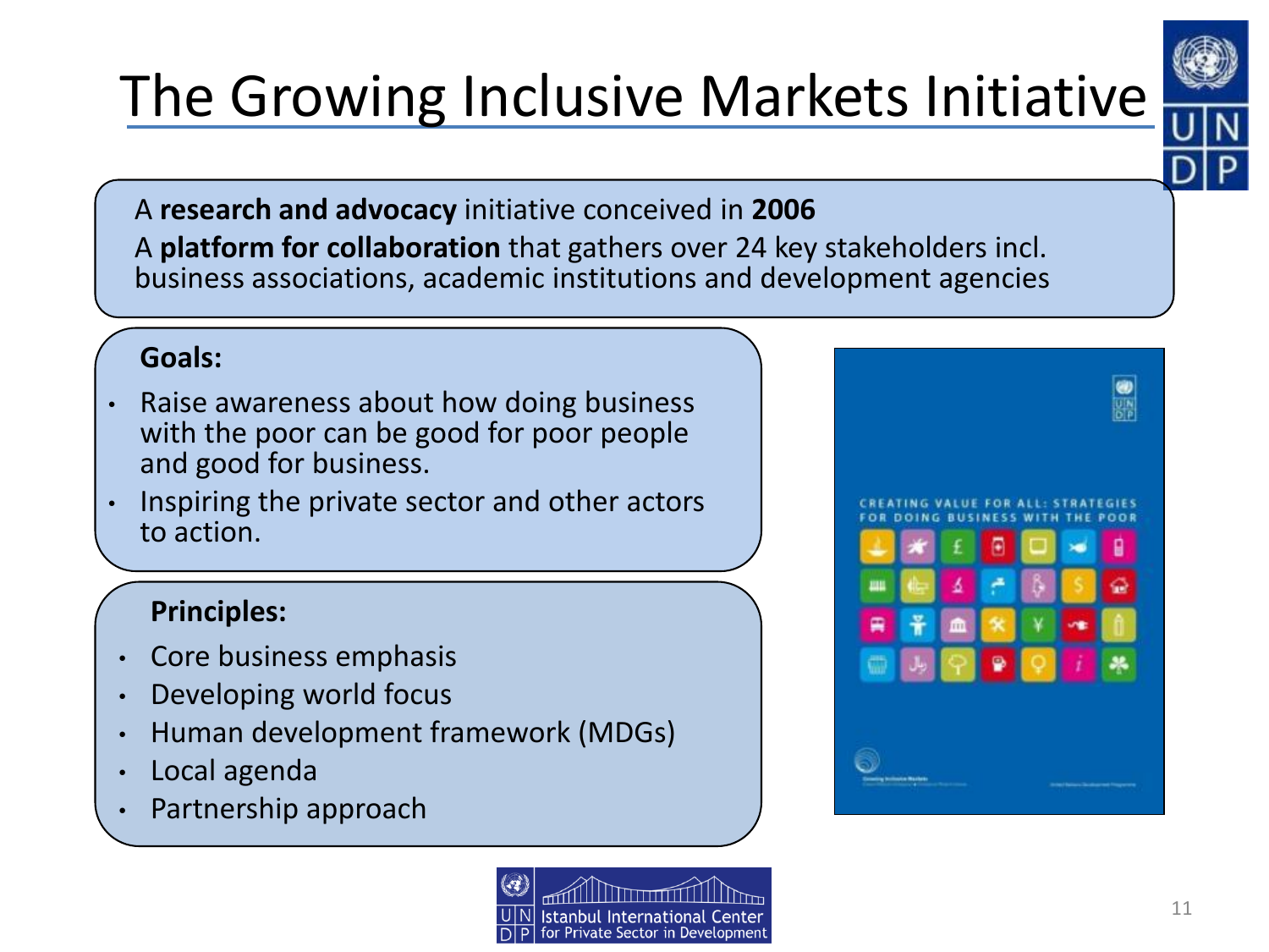# The Growing Inclusive Markets Initiative

A **research and advocacy** initiative conceived in **2006**

A **platform for collaboration** that gathers over 24 key stakeholders incl. business associations, academic institutions and development agencies

**Goals:**

- Raise awareness about how doing business with the poor can be good for poor people and good for business.
- Inspiring the private sector and other actors to action.

**Principles:**

- Core business emphasis
- Developing world focus
- Human development framework (MDGs)
- Local agenda
- Partnership approach

CREATING VALUE FOR ALL: STRATEGIES FOR DOING BUSINESS WITH THE POOR

Istanbul International Center for Private Sector in Development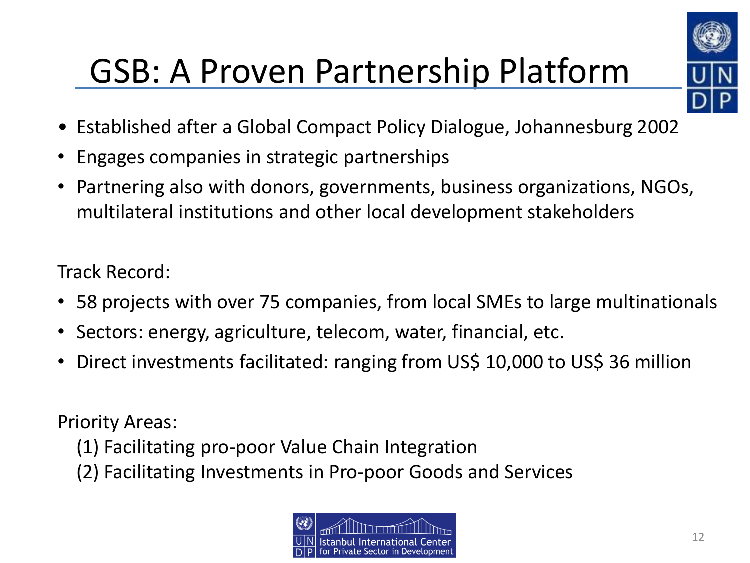# GSB: A Proven Partnership Platform

- Established after a Global Compact Policy Dialogue, Johannesburg 2002
- Engages companies in strategic partnerships
- Partnering also with donors, governments, business organizations, NGOs, multilateral institutions and other local development stakeholders

Track Record:

- 58 projects with over 75 companies, from local SMEs to large multinationals
- Sectors: energy, agriculture, telecom, water, financial, etc.
- Direct investments facilitated: ranging from US$ 10,000 to US$ 36 million

Priority Areas:

(1) Facilitating pro-poor Value Chain Integration
(2) Facilitating Investments in Pro-poor Goods and Services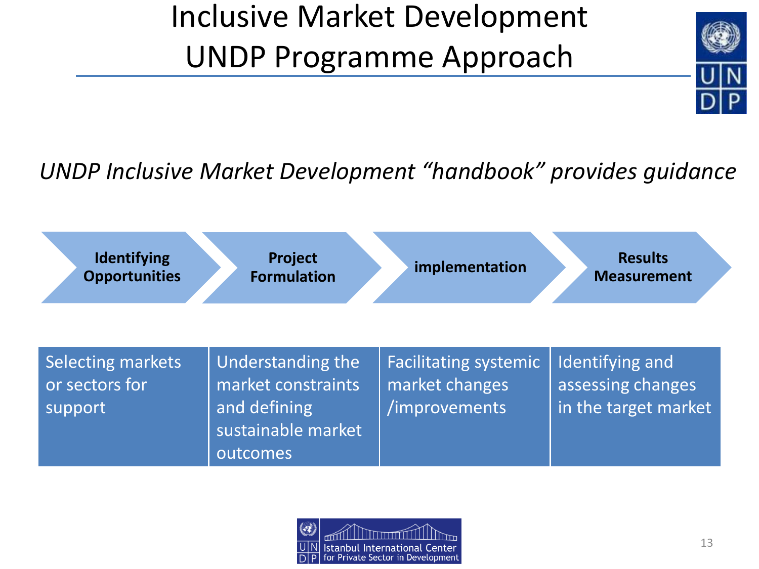# Inclusive Market Development UNDP Programme Approach

*UNDP Inclusive Market Development "handbook" provides guidance*

| Identifying Opportunities | Project Formulation | implementation | Results Measurement |
|---|---|---|---|
| Selecting markets or sectors for support | Understanding the market constraints and defining sustainable market outcomes | Facilitating systemic market changes /improvements | Identifying and assessing changes in the target market |

UNDP Istanbul International Center for Private Sector in Development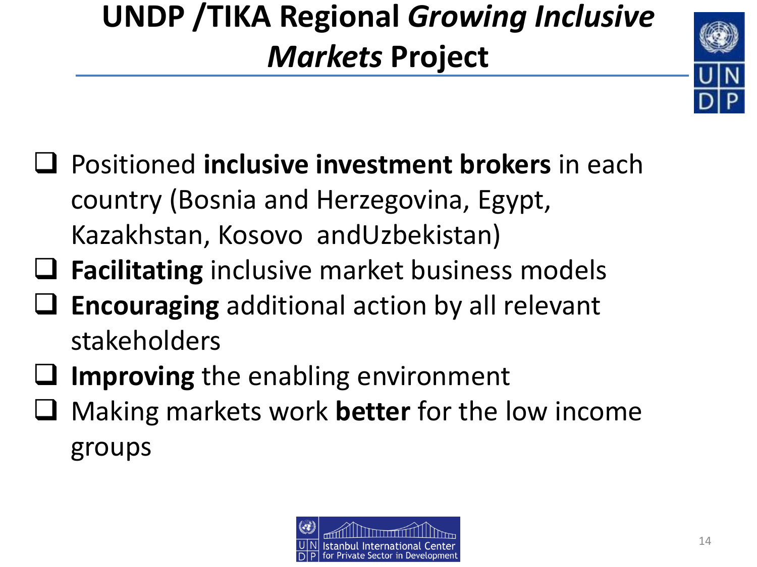# UNDP /TIKA Regional *Growing Inclusive Markets* Project

- Positioned **inclusive investment brokers** in each country (Bosnia and Herzegovina, Egypt, Kazakhstan, Kosovo andUzbekistan)
- **Facilitating** inclusive market business models
- **Encouraging** additional action by all relevant stakeholders
- **Improving** the enabling environment
- Making markets work **better** for the low income groups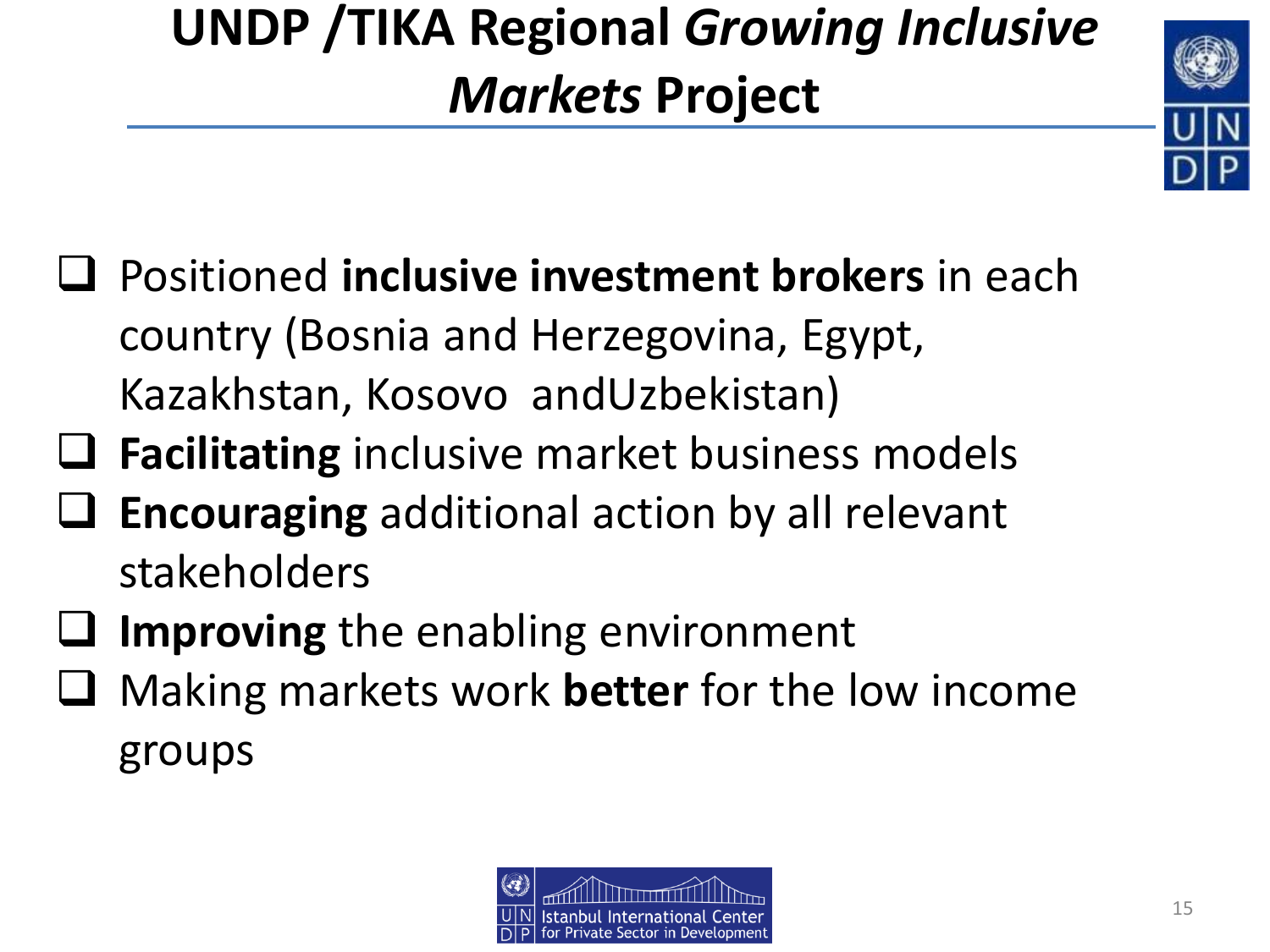# UNDP /TIKA Regional *Growing Inclusive Markets* Project

- Positioned **inclusive investment brokers** in each country (Bosnia and Herzegovina, Egypt, Kazakhstan, Kosovo andUzbekistan)
- **Facilitating** inclusive market business models
- **Encouraging** additional action by all relevant stakeholders
- **Improving** the enabling environment
- Making markets work **better** for the low income groups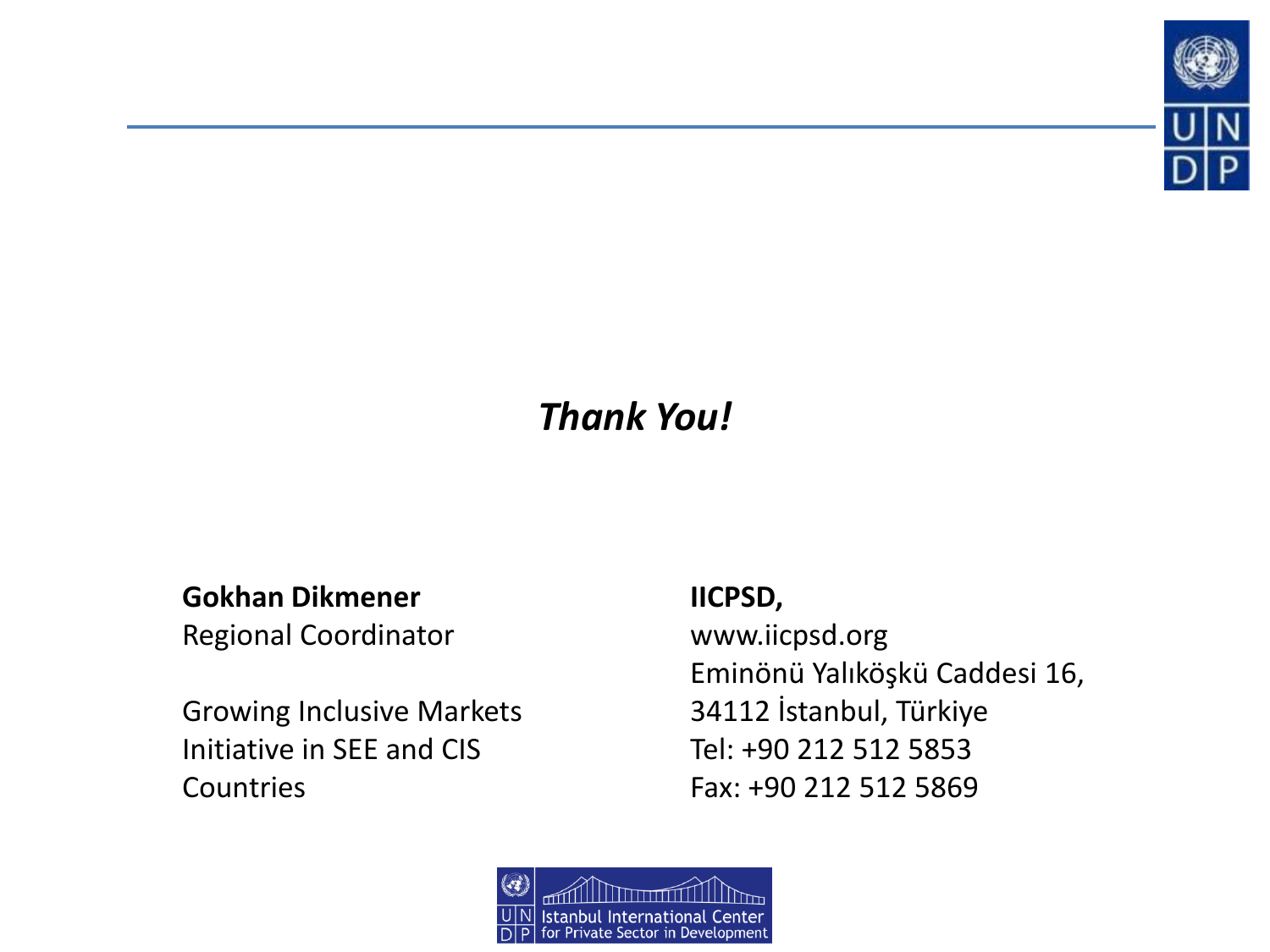***Thank You!***

**Gokhan Dikmener**
Regional Coordinator

Growing Inclusive Markets
Initiative in SEE and CIS
Countries

**IICPSD,**
www.iicpsd.org
Eminönü Yalıköşkü Caddesi 16,
34112 İstanbul, Türkiye
Tel: +90 212 512 5853
Fax: +90 212 512 5869

Istanbul International Center
for Private Sector in Development